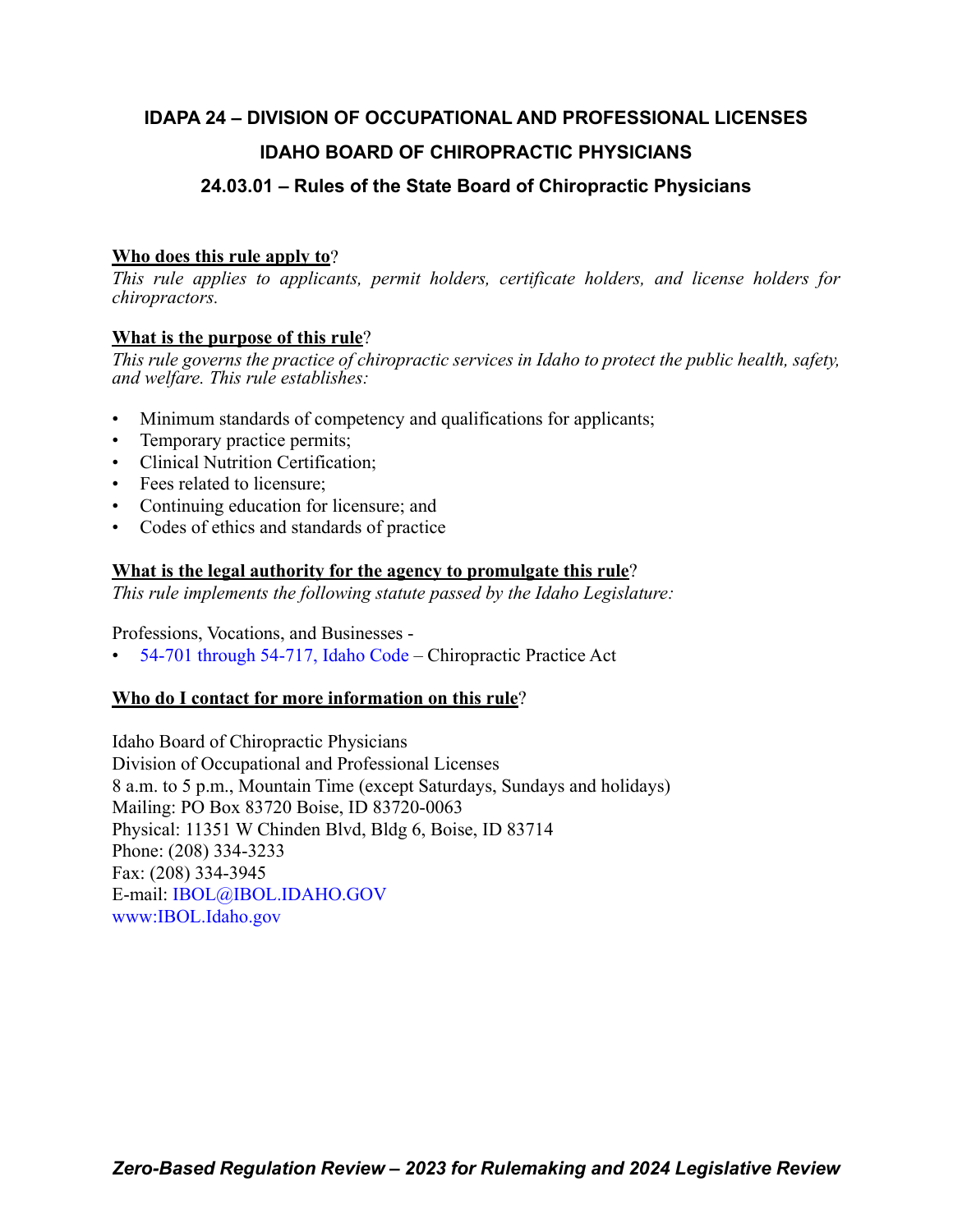# IDAPA 24 – DIVISION OF OCCUPATIONAL AND PROFESSIONAL LICENSES

## IDAHO BOARD OF CHIROPRACTIC PHYSICIANS

### 24.03.01 – Rules of the State Board of Chiropractic Physicians

**Who does this rule apply to?**

*This rule applies to applicants, permit holders, certificate holders, and license holders for chiropractors.*

**What is the purpose of this rule?**

*This rule governs the practice of chiropractic services in Idaho to protect the public health, safety, and welfare. This rule establishes:*

- Minimum standards of competency and qualifications for applicants;
- Temporary practice permits;
- Clinical Nutrition Certification;
- Fees related to licensure;
- Continuing education for licensure; and
- Codes of ethics and standards of practice

**What is the legal authority for the agency to promulgate this rule?**

*This rule implements the following statute passed by the Idaho Legislature:*

Professions, Vocations, and Businesses -

- 54-701 through 54-717, Idaho Code – Chiropractic Practice Act

**Who do I contact for more information on this rule?**

Idaho Board of Chiropractic Physicians
Division of Occupational and Professional Licenses
8 a.m. to 5 p.m., Mountain Time (except Saturdays, Sundays and holidays)
Mailing: PO Box 83720 Boise, ID 83720-0063
Physical: 11351 W Chinden Blvd, Bldg 6, Boise, ID 83714
Phone: (208) 334-3233
Fax: (208) 334-3945
E-mail: IBOL@IBOL.IDAHO.GOV
www:IBOL.Idaho.gov

***Zero-Based Regulation Review – 2023 for Rulemaking and 2024 Legislative Review***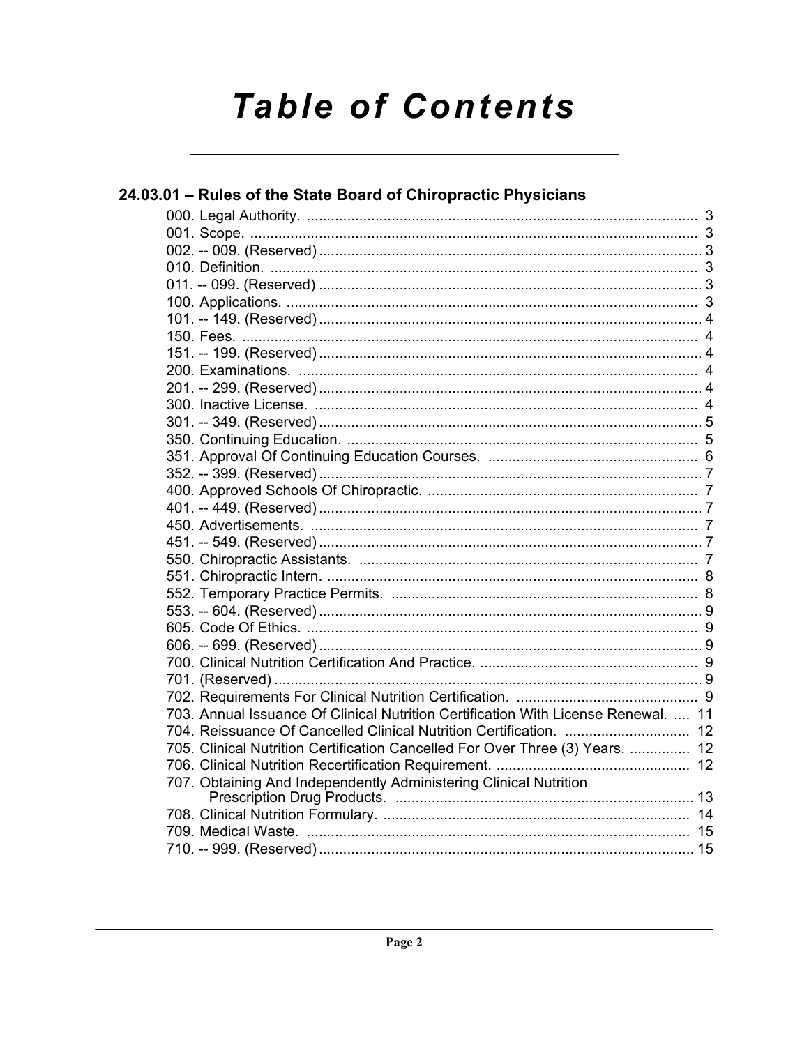# Table of Contents

## 24.03.01 – Rules of the State Board of Chiropractic Physicians

000. Legal Authority. .......... 3
001. Scope. .......... 3
002. -- 009. (Reserved) .......... 3
010. Definition. .......... 3
011. -- 099. (Reserved) .......... 3
100. Applications. .......... 3
101. -- 149. (Reserved) .......... 4
150. Fees. .......... 4
151. -- 199. (Reserved) .......... 4
200. Examinations. .......... 4
201. -- 299. (Reserved) .......... 4
300. Inactive License. .......... 4
301. -- 349. (Reserved) .......... 5
350. Continuing Education. .......... 5
351. Approval Of Continuing Education Courses. .......... 6
352. -- 399. (Reserved) .......... 7
400. Approved Schools Of Chiropractic. .......... 7
401. -- 449. (Reserved) .......... 7
450. Advertisements. .......... 7
451. -- 549. (Reserved) .......... 7
550. Chiropractic Assistants. .......... 7
551. Chiropractic Intern. .......... 8
552. Temporary Practice Permits. .......... 8
553. -- 604. (Reserved) .......... 9
605. Code Of Ethics. .......... 9
606. -- 699. (Reserved) .......... 9
700. Clinical Nutrition Certification And Practice. .......... 9
701. (Reserved) .......... 9
702. Requirements For Clinical Nutrition Certification. .......... 9
703. Annual Issuance Of Clinical Nutrition Certification With License Renewal. .......... 11
704. Reissuance Of Cancelled Clinical Nutrition Certification. .......... 12
705. Clinical Nutrition Certification Cancelled For Over Three (3) Years. .......... 12
706. Clinical Nutrition Recertification Requirement. .......... 12
707. Obtaining And Independently Administering Clinical Nutrition Prescription Drug Products. .......... 13
708. Clinical Nutrition Formulary. .......... 14
709. Medical Waste. .......... 15
710. -- 999. (Reserved) .......... 15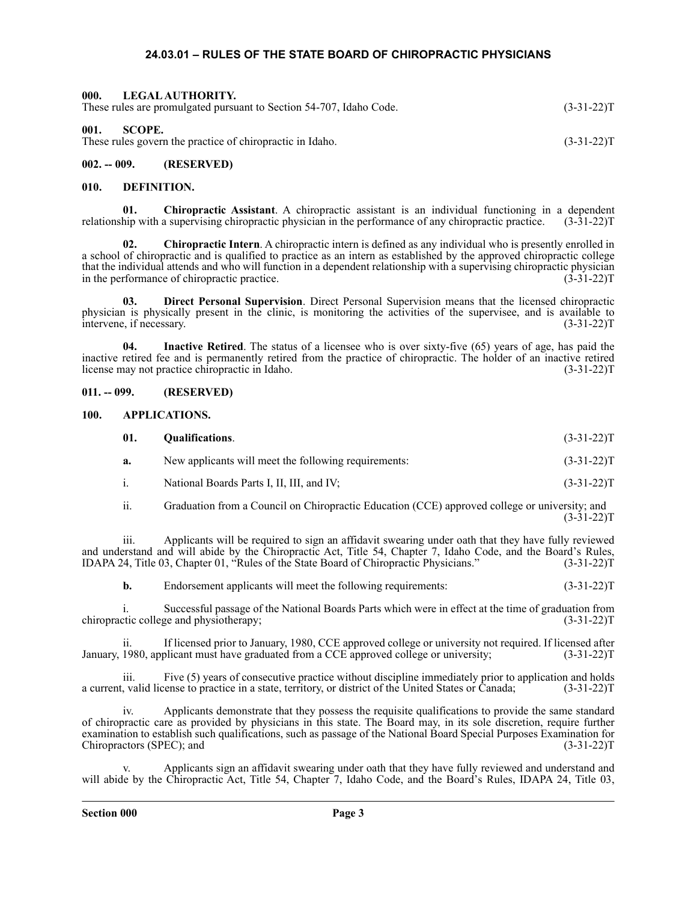# 24.03.01 – RULES OF THE STATE BOARD OF CHIROPRACTIC PHYSICIANS

**000. LEGAL AUTHORITY.**

These rules are promulgated pursuant to Section 54-707, Idaho Code. (3-31-22)T

**001. SCOPE.**

These rules govern the practice of chiropractic in Idaho. (3-31-22)T

**002. -- 009. (RESERVED)**

**010. DEFINITION.**

**01. Chiropractic Assistant**. A chiropractic assistant is an individual functioning in a dependent relationship with a supervising chiropractic physician in the performance of any chiropractic practice. (3-31-22)T

**02. Chiropractic Intern**. A chiropractic intern is defined as any individual who is presently enrolled in a school of chiropractic and is qualified to practice as an intern as established by the approved chiropractic college that the individual attends and who will function in a dependent relationship with a supervising chiropractic physician in the performance of chiropractic practice. (3-31-22)T

**03. Direct Personal Supervision**. Direct Personal Supervision means that the licensed chiropractic physician is physically present in the clinic, is monitoring the activities of the supervisee, and is available to intervene, if necessary. (3-31-22)T

**04. Inactive Retired**. The status of a licensee who is over sixty-five (65) years of age, has paid the inactive retired fee and is permanently retired from the practice of chiropractic. The holder of an inactive retired license may not practice chiropractic in Idaho. (3-31-22)T

**011. -- 099. (RESERVED)**

**100. APPLICATIONS.**

**01. Qualifications**. (3-31-22)T

**a.** New applicants will meet the following requirements: (3-31-22)T

i. National Boards Parts I, II, III, and IV; (3-31-22)T

ii. Graduation from a Council on Chiropractic Education (CCE) approved college or university; and (3-31-22)T

iii. Applicants will be required to sign an affidavit swearing under oath that they have fully reviewed and understand and will abide by the Chiropractic Act, Title 54, Chapter 7, Idaho Code, and the Board's Rules, IDAPA 24, Title 03, Chapter 01, "Rules of the State Board of Chiropractic Physicians." (3-31-22)T

**b.** Endorsement applicants will meet the following requirements: (3-31-22)T

i. Successful passage of the National Boards Parts which were in effect at the time of graduation from chiropractic college and physiotherapy; (3-31-22)T

ii. If licensed prior to January, 1980, CCE approved college or university not required. If licensed after January, 1980, applicant must have graduated from a CCE approved college or university; (3-31-22)T

iii. Five (5) years of consecutive practice without discipline immediately prior to application and holds a current, valid license to practice in a state, territory, or district of the United States or Canada; (3-31-22)T

iv. Applicants demonstrate that they possess the requisite qualifications to provide the same standard of chiropractic care as provided by physicians in this state. The Board may, in its sole discretion, require further examination to establish such qualifications, such as passage of the National Board Special Purposes Examination for Chiropractors (SPEC); and (3-31-22)T

v. Applicants sign an affidavit swearing under oath that they have fully reviewed and understand and will abide by the Chiropractic Act, Title 54, Chapter 7, Idaho Code, and the Board's Rules, IDAPA 24, Title 03,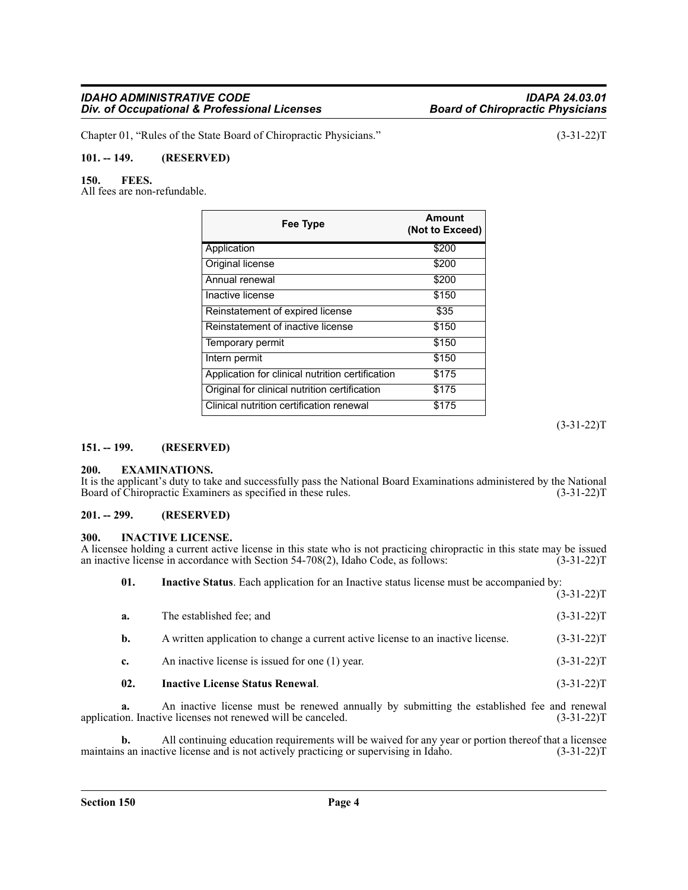Chapter 01, "Rules of the State Board of Chiropractic Physicians." (3-31-22)T

**101. -- 149. (RESERVED)**

**150. FEES.**

All fees are non-refundable.

| Fee Type | Amount (Not to Exceed) |
|---|---|
| Application | $200 |
| Original license | $200 |
| Annual renewal | $200 |
| Inactive license | $150 |
| Reinstatement of expired license | $35 |
| Reinstatement of inactive license | $150 |
| Temporary permit | $150 |
| Intern permit | $150 |
| Application for clinical nutrition certification | $175 |
| Original for clinical nutrition certification | $175 |
| Clinical nutrition certification renewal | $175 |

(3-31-22)T

**151. -- 199. (RESERVED)**

**200. EXAMINATIONS.**

It is the applicant's duty to take and successfully pass the National Board Examinations administered by the National Board of Chiropractic Examiners as specified in these rules. (3-31-22)T

**201. -- 299. (RESERVED)**

**300. INACTIVE LICENSE.**

A licensee holding a current active license in this state who is not practicing chiropractic in this state may be issued an inactive license in accordance with Section 54-708(2), Idaho Code, as follows: (3-31-22)T

**01. Inactive Status**. Each application for an Inactive status license must be accompanied by: (3-31-22)T

**a.** The established fee; and (3-31-22)T

**b.** A written application to change a current active license to an inactive license. (3-31-22)T

**c.** An inactive license is issued for one (1) year. (3-31-22)T

**02. Inactive License Status Renewal**. (3-31-22)T

**a.** An inactive license must be renewed annually by submitting the established fee and renewal application. Inactive licenses not renewed will be canceled. (3-31-22)T

**b.** All continuing education requirements will be waived for any year or portion thereof that a licensee maintains an inactive license and is not actively practicing or supervising in Idaho. (3-31-22)T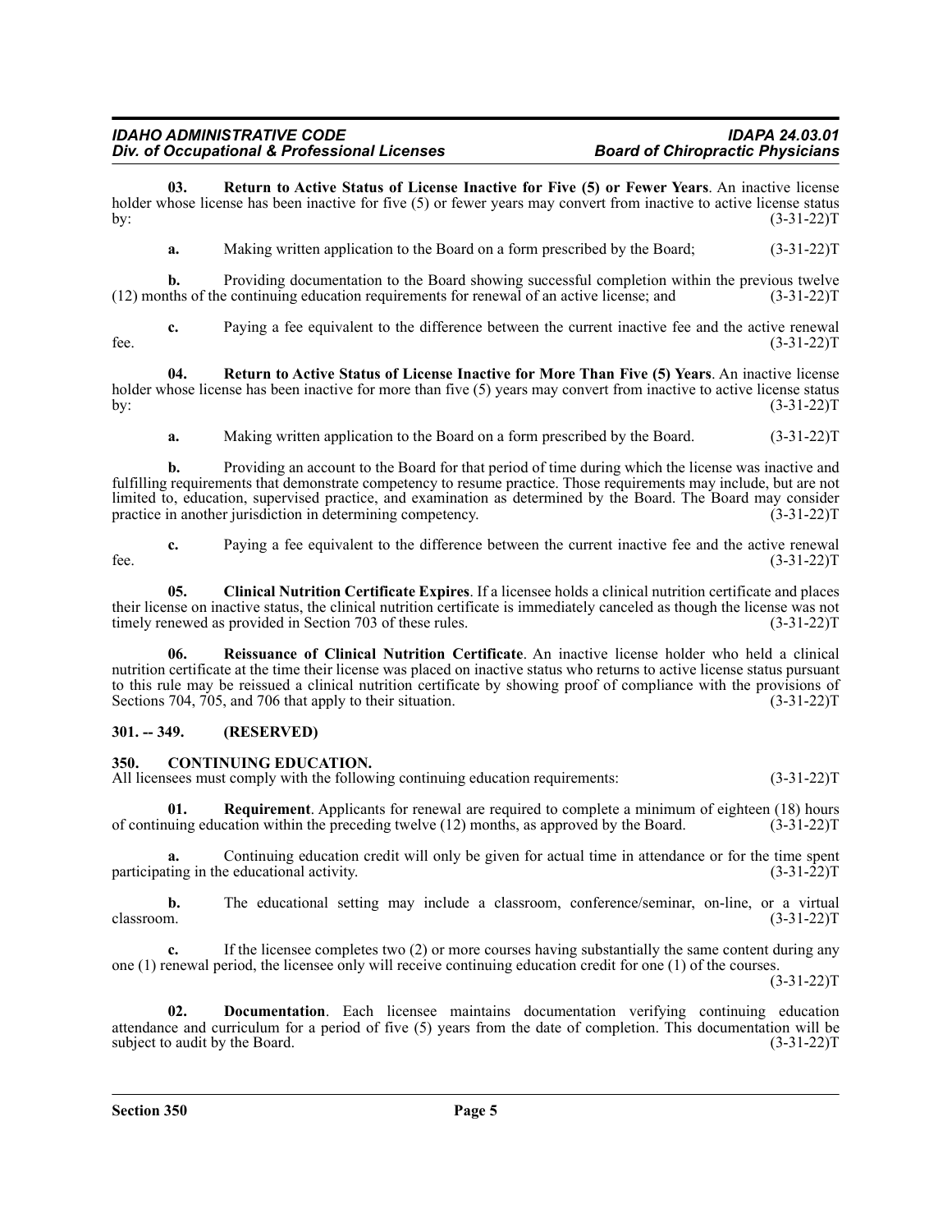**03. Return to Active Status of License Inactive for Five (5) or Fewer Years**. An inactive license holder whose license has been inactive for five (5) or fewer years may convert from inactive to active license status by: (3-31-22)T

**a.** Making written application to the Board on a form prescribed by the Board; (3-31-22)T

**b.** Providing documentation to the Board showing successful completion within the previous twelve (12) months of the continuing education requirements for renewal of an active license; and (3-31-22)T

**c.** Paying a fee equivalent to the difference between the current inactive fee and the active renewal fee. (3-31-22)T

**04. Return to Active Status of License Inactive for More Than Five (5) Years**. An inactive license holder whose license has been inactive for more than five (5) years may convert from inactive to active license status by: (3-31-22)T

**a.** Making written application to the Board on a form prescribed by the Board. (3-31-22)T

**b.** Providing an account to the Board for that period of time during which the license was inactive and fulfilling requirements that demonstrate competency to resume practice. Those requirements may include, but are not limited to, education, supervised practice, and examination as determined by the Board. The Board may consider practice in another jurisdiction in determining competency. (3-31-22)T

**c.** Paying a fee equivalent to the difference between the current inactive fee and the active renewal fee. (3-31-22)T

**05. Clinical Nutrition Certificate Expires**. If a licensee holds a clinical nutrition certificate and places their license on inactive status, the clinical nutrition certificate is immediately canceled as though the license was not timely renewed as provided in Section 703 of these rules. (3-31-22)T

**06. Reissuance of Clinical Nutrition Certificate**. An inactive license holder who held a clinical nutrition certificate at the time their license was placed on inactive status who returns to active license status pursuant to this rule may be reissued a clinical nutrition certificate by showing proof of compliance with the provisions of Sections 704, 705, and 706 that apply to their situation. (3-31-22)T

## 301. -- 349. (RESERVED)

## 350. CONTINUING EDUCATION.

All licensees must comply with the following continuing education requirements: (3-31-22)T

**01. Requirement**. Applicants for renewal are required to complete a minimum of eighteen (18) hours of continuing education within the preceding twelve (12) months, as approved by the Board. (3-31-22)T

**a.** Continuing education credit will only be given for actual time in attendance or for the time spent participating in the educational activity. (3-31-22)T

**b.** The educational setting may include a classroom, conference/seminar, on-line, or a virtual classroom. (3-31-22)T

**c.** If the licensee completes two (2) or more courses having substantially the same content during any one (1) renewal period, the licensee only will receive continuing education credit for one (1) of the courses. (3-31-22)T

**02. Documentation**. Each licensee maintains documentation verifying continuing education attendance and curriculum for a period of five (5) years from the date of completion. This documentation will be subject to audit by the Board. (3-31-22)T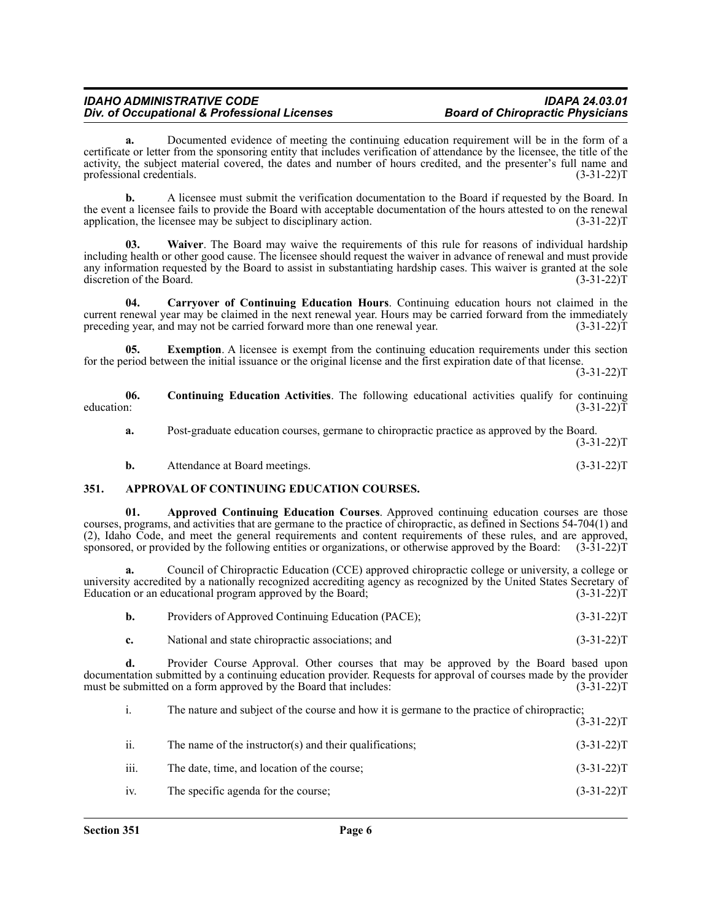**a.** Documented evidence of meeting the continuing education requirement will be in the form of a certificate or letter from the sponsoring entity that includes verification of attendance by the licensee, the title of the activity, the subject material covered, the dates and number of hours credited, and the presenter's full name and professional credentials. (3-31-22)T

**b.** A licensee must submit the verification documentation to the Board if requested by the Board. In the event a licensee fails to provide the Board with acceptable documentation of the hours attested to on the renewal application, the licensee may be subject to disciplinary action. (3-31-22)T

**03. Waiver**. The Board may waive the requirements of this rule for reasons of individual hardship including health or other good cause. The licensee should request the waiver in advance of renewal and must provide any information requested by the Board to assist in substantiating hardship cases. This waiver is granted at the sole discretion of the Board. (3-31-22)T

**04. Carryover of Continuing Education Hours**. Continuing education hours not claimed in the current renewal year may be claimed in the next renewal year. Hours may be carried forward from the immediately preceding year, and may not be carried forward more than one renewal year. (3-31-22)T

**05. Exemption**. A licensee is exempt from the continuing education requirements under this section for the period between the initial issuance or the original license and the first expiration date of that license. (3-31-22)T

**06. Continuing Education Activities**. The following educational activities qualify for continuing education: (3-31-22)T

**a.** Post-graduate education courses, germane to chiropractic practice as approved by the Board. (3-31-22)T

**b.** Attendance at Board meetings. (3-31-22)T

## 351. APPROVAL OF CONTINUING EDUCATION COURSES.

**01. Approved Continuing Education Courses**. Approved continuing education courses are those courses, programs, and activities that are germane to the practice of chiropractic, as defined in Sections 54-704(1) and (2), Idaho Code, and meet the general requirements and content requirements of these rules, and are approved, sponsored, or provided by the following entities or organizations, or otherwise approved by the Board: (3-31-22)T

**a.** Council of Chiropractic Education (CCE) approved chiropractic college or university, a college or university accredited by a nationally recognized accrediting agency as recognized by the United States Secretary of Education or an educational program approved by the Board; (3-31-22)T

**b.** Providers of Approved Continuing Education (PACE); (3-31-22)T

**c.** National and state chiropractic associations; and (3-31-22)T

**d.** Provider Course Approval. Other courses that may be approved by the Board based upon documentation submitted by a continuing education provider. Requests for approval of courses made by the provider must be submitted on a form approved by the Board that includes: (3-31-22)T

i. The nature and subject of the course and how it is germane to the practice of chiropractic; (3-31-22)T

ii. The name of the instructor(s) and their qualifications; (3-31-22)T

iii. The date, time, and location of the course; (3-31-22)T

iv. The specific agenda for the course; (3-31-22)T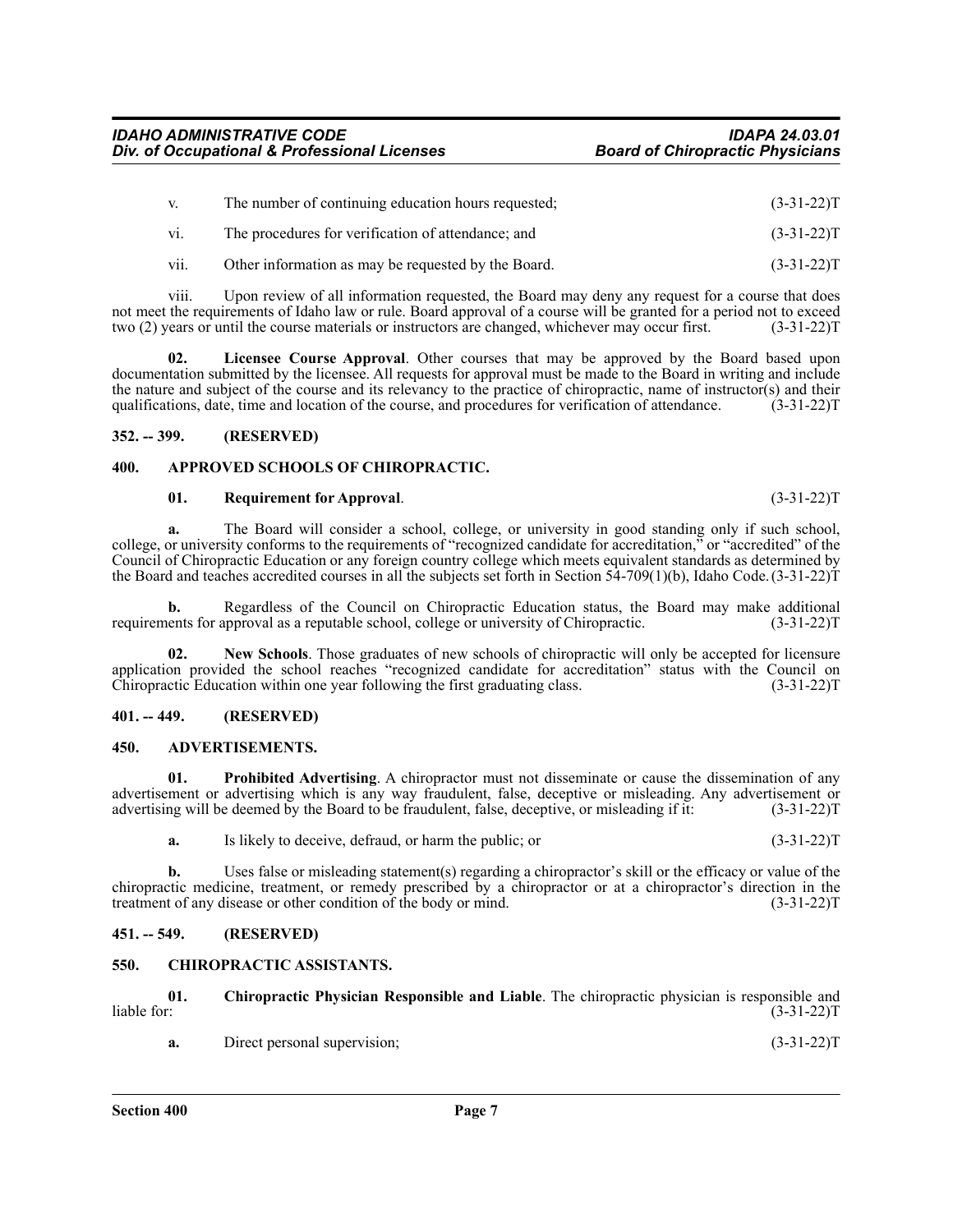v. The number of continuing education hours requested; (3-31-22)T

vi. The procedures for verification of attendance; and (3-31-22)T

vii. Other information as may be requested by the Board. (3-31-22)T

viii. Upon review of all information requested, the Board may deny any request for a course that does not meet the requirements of Idaho law or rule. Board approval of a course will be granted for a period not to exceed two (2) years or until the course materials or instructors are changed, whichever may occur first. (3-31-22)T

**02. Licensee Course Approval**. Other courses that may be approved by the Board based upon documentation submitted by the licensee. All requests for approval must be made to the Board in writing and include the nature and subject of the course and its relevancy to the practice of chiropractic, name of instructor(s) and their qualifications, date, time and location of the course, and procedures for verification of attendance. (3-31-22)T

## 352. -- 399. (RESERVED)

## 400. APPROVED SCHOOLS OF CHIROPRACTIC.

**01. Requirement for Approval**. (3-31-22)T

**a.** The Board will consider a school, college, or university in good standing only if such school, college, or university conforms to the requirements of "recognized candidate for accreditation," or "accredited" of the Council of Chiropractic Education or any foreign country college which meets equivalent standards as determined by the Board and teaches accredited courses in all the subjects set forth in Section 54-709(1)(b), Idaho Code. (3-31-22)T

**b.** Regardless of the Council on Chiropractic Education status, the Board may make additional requirements for approval as a reputable school, college or university of Chiropractic. (3-31-22)T

**02. New Schools**. Those graduates of new schools of chiropractic will only be accepted for licensure application provided the school reaches "recognized candidate for accreditation" status with the Council on Chiropractic Education within one year following the first graduating class. (3-31-22)T

## 401. -- 449. (RESERVED)

## 450. ADVERTISEMENTS.

**01. Prohibited Advertising**. A chiropractor must not disseminate or cause the dissemination of any advertisement or advertising which is any way fraudulent, false, deceptive or misleading. Any advertisement or advertising will be deemed by the Board to be fraudulent, false, deceptive, or misleading if it: (3-31-22)T

**a.** Is likely to deceive, defraud, or harm the public; or (3-31-22)T

**b.** Uses false or misleading statement(s) regarding a chiropractor's skill or the efficacy or value of the chiropractic medicine, treatment, or remedy prescribed by a chiropractor or at a chiropractor's direction in the treatment of any disease or other condition of the body or mind. (3-31-22)T

## 451. -- 549. (RESERVED)

## 550. CHIROPRACTIC ASSISTANTS.

**01. Chiropractic Physician Responsible and Liable**. The chiropractic physician is responsible and liable for: (3-31-22)T

**a.** Direct personal supervision; (3-31-22)T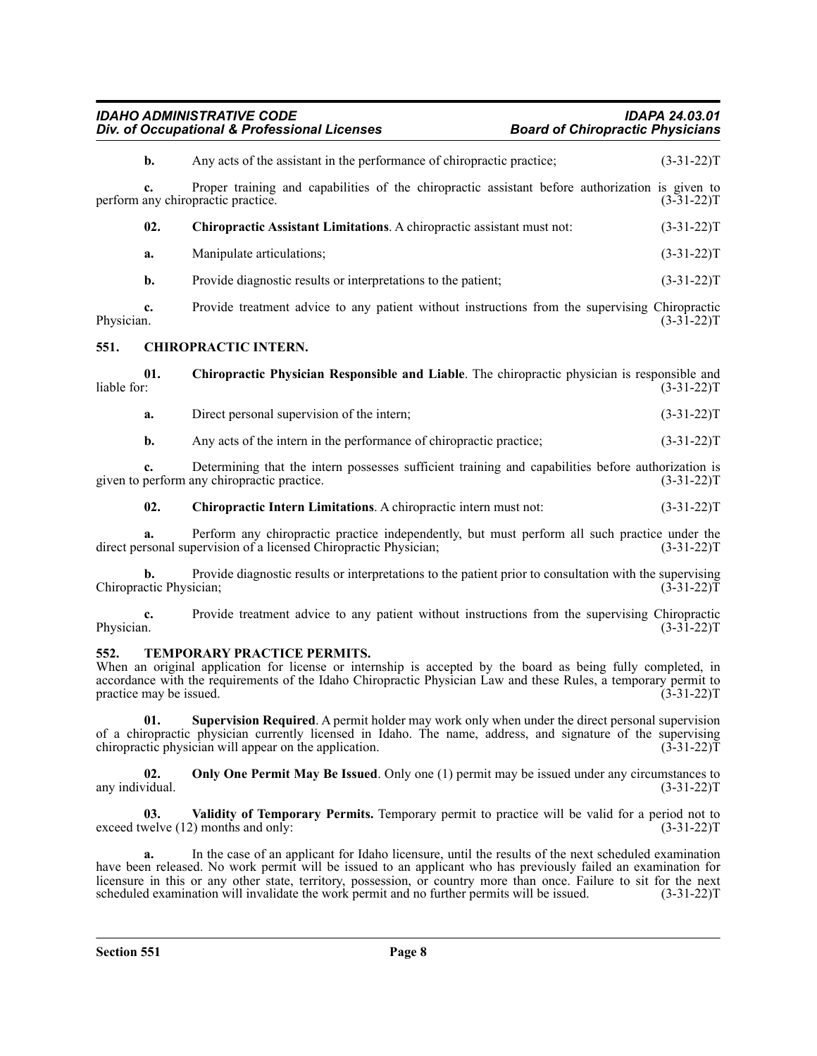**b.** Any acts of the assistant in the performance of chiropractic practice; (3-31-22)T

**c.** Proper training and capabilities of the chiropractic assistant before authorization is given to perform any chiropractic practice. (3-31-22)T

**02. Chiropractic Assistant Limitations**. A chiropractic assistant must not: (3-31-22)T

**a.** Manipulate articulations; (3-31-22)T

**b.** Provide diagnostic results or interpretations to the patient; (3-31-22)T

**c.** Provide treatment advice to any patient without instructions from the supervising Chiropractic Physician. (3-31-22)T

## 551. CHIROPRACTIC INTERN.

**01. Chiropractic Physician Responsible and Liable**. The chiropractic physician is responsible and liable for: (3-31-22)T

**a.** Direct personal supervision of the intern; (3-31-22)T

**b.** Any acts of the intern in the performance of chiropractic practice; (3-31-22)T

**c.** Determining that the intern possesses sufficient training and capabilities before authorization is given to perform any chiropractic practice. (3-31-22)T

**02. Chiropractic Intern Limitations**. A chiropractic intern must not: (3-31-22)T

**a.** Perform any chiropractic practice independently, but must perform all such practice under the direct personal supervision of a licensed Chiropractic Physician; (3-31-22)T

**b.** Provide diagnostic results or interpretations to the patient prior to consultation with the supervising Chiropractic Physician; (3-31-22)T

**c.** Provide treatment advice to any patient without instructions from the supervising Chiropractic Physician. (3-31-22)T

## 552. TEMPORARY PRACTICE PERMITS.

When an original application for license or internship is accepted by the board as being fully completed, in accordance with the requirements of the Idaho Chiropractic Physician Law and these Rules, a temporary permit to practice may be issued. (3-31-22)T

**01. Supervision Required**. A permit holder may work only when under the direct personal supervision of a chiropractic physician currently licensed in Idaho. The name, address, and signature of the supervising chiropractic physician will appear on the application. (3-31-22)T

**02. Only One Permit May Be Issued**. Only one (1) permit may be issued under any circumstances to any individual. (3-31-22)T

**03. Validity of Temporary Permits.** Temporary permit to practice will be valid for a period not to exceed twelve (12) months and only: (3-31-22)T

**a.** In the case of an applicant for Idaho licensure, until the results of the next scheduled examination have been released. No work permit will be issued to an applicant who has previously failed an examination for licensure in this or any other state, territory, possession, or country more than once. Failure to sit for the next scheduled examination will invalidate the work permit and no further permits will be issued. (3-31-22)T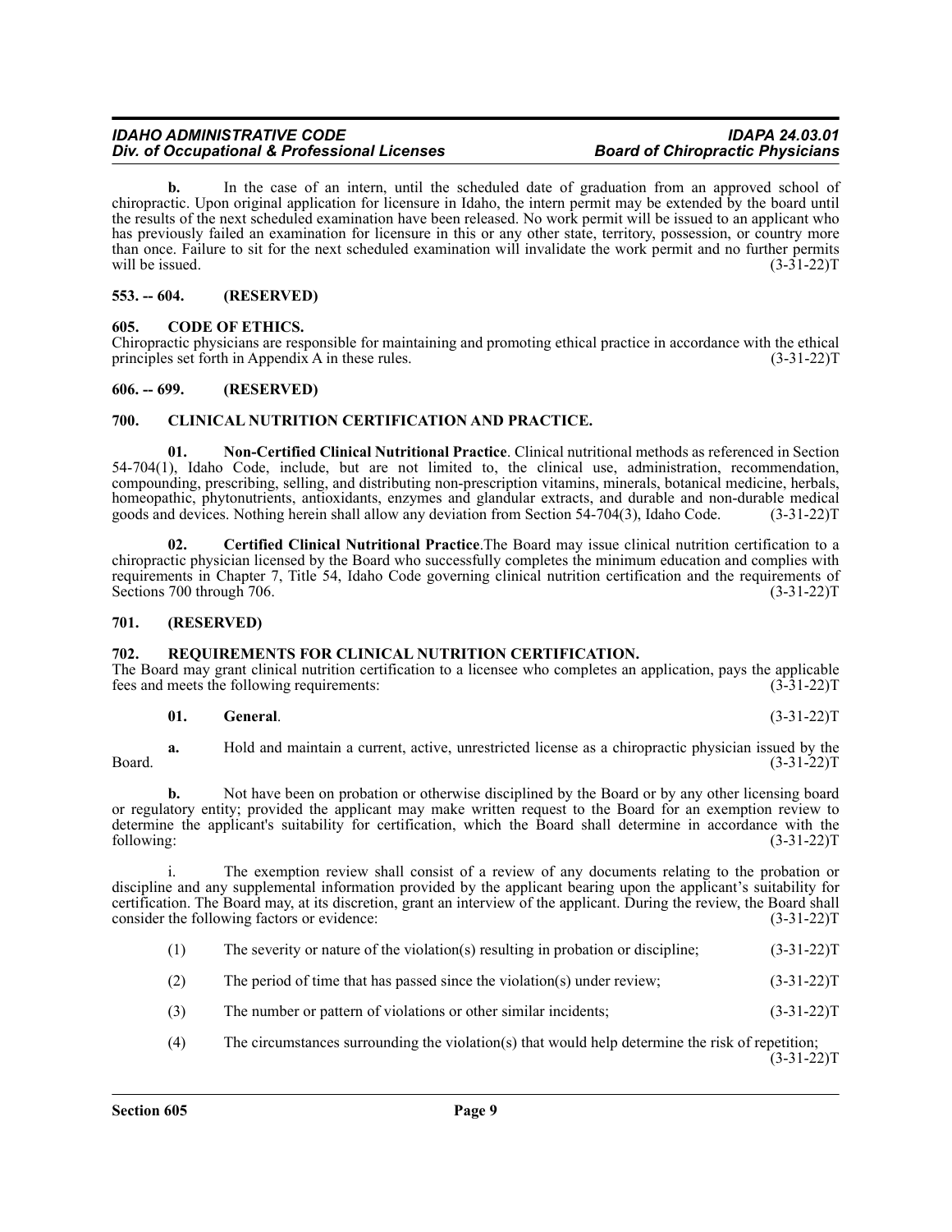**b.** In the case of an intern, until the scheduled date of graduation from an approved school of chiropractic. Upon original application for licensure in Idaho, the intern permit may be extended by the board until the results of the next scheduled examination have been released. No work permit will be issued to an applicant who has previously failed an examination for licensure in this or any other state, territory, possession, or country more than once. Failure to sit for the next scheduled examination will invalidate the work permit and no further permits will be issued. (3-31-22)T

## 553. -- 604. (RESERVED)

## 605. CODE OF ETHICS.

Chiropractic physicians are responsible for maintaining and promoting ethical practice in accordance with the ethical principles set forth in Appendix A in these rules. (3-31-22)T

## 606. -- 699. (RESERVED)

## 700. CLINICAL NUTRITION CERTIFICATION AND PRACTICE.

**01. Non-Certified Clinical Nutritional Practice**. Clinical nutritional methods as referenced in Section 54-704(1), Idaho Code, include, but are not limited to, the clinical use, administration, recommendation, compounding, prescribing, selling, and distributing non-prescription vitamins, minerals, botanical medicine, herbals, homeopathic, phytonutrients, antioxidants, enzymes and glandular extracts, and durable and non-durable medical goods and devices. Nothing herein shall allow any deviation from Section 54-704(3), Idaho Code. (3-31-22)T

**02. Certified Clinical Nutritional Practice**.The Board may issue clinical nutrition certification to a chiropractic physician licensed by the Board who successfully completes the minimum education and complies with requirements in Chapter 7, Title 54, Idaho Code governing clinical nutrition certification and the requirements of Sections 700 through 706. (3-31-22)T

## 701. (RESERVED)

## 702. REQUIREMENTS FOR CLINICAL NUTRITION CERTIFICATION.

The Board may grant clinical nutrition certification to a licensee who completes an application, pays the applicable fees and meets the following requirements: (3-31-22)T

**01. General**. (3-31-22)T

**a.** Hold and maintain a current, active, unrestricted license as a chiropractic physician issued by the Board. (3-31-22)T

**b.** Not have been on probation or otherwise disciplined by the Board or by any other licensing board or regulatory entity; provided the applicant may make written request to the Board for an exemption review to determine the applicant's suitability for certification, which the Board shall determine in accordance with the following: (3-31-22)T

i. The exemption review shall consist of a review of any documents relating to the probation or discipline and any supplemental information provided by the applicant bearing upon the applicant's suitability for certification. The Board may, at its discretion, grant an interview of the applicant. During the review, the Board shall consider the following factors or evidence: (3-31-22)T

(1) The severity or nature of the violation(s) resulting in probation or discipline; (3-31-22)T

(2) The period of time that has passed since the violation(s) under review; (3-31-22)T

(3) The number or pattern of violations or other similar incidents; (3-31-22)T

(4) The circumstances surrounding the violation(s) that would help determine the risk of repetition; (3-31-22)T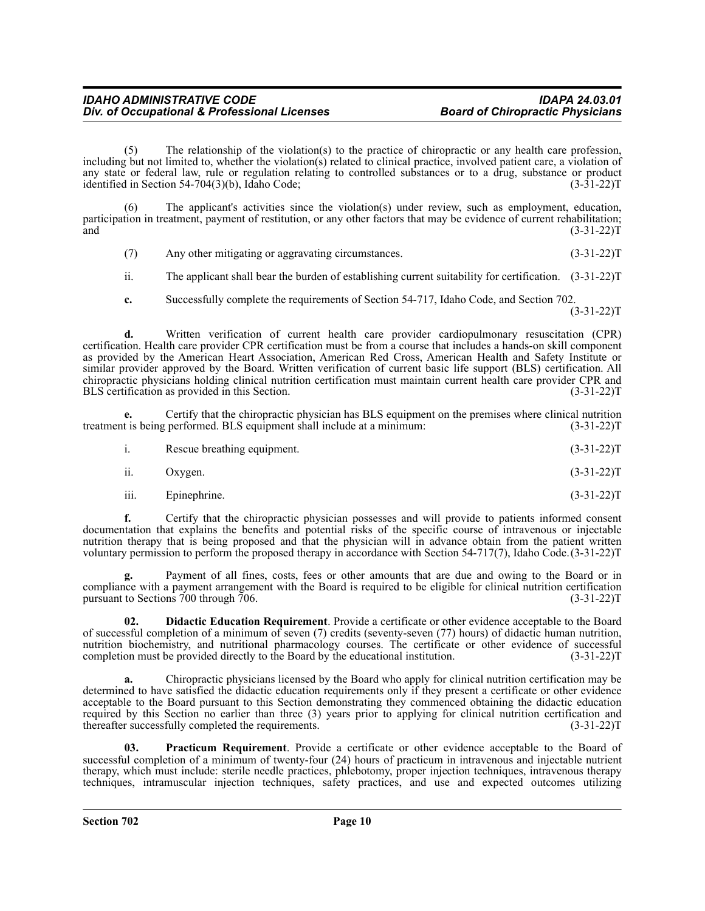(5) The relationship of the violation(s) to the practice of chiropractic or any health care profession, including but not limited to, whether the violation(s) related to clinical practice, involved patient care, a violation of any state or federal law, rule or regulation relating to controlled substances or to a drug, substance or product identified in Section 54-704(3)(b), Idaho Code; (3-31-22)T

(6) The applicant's activities since the violation(s) under review, such as employment, education, participation in treatment, payment of restitution, or any other factors that may be evidence of current rehabilitation; and (3-31-22)T

(7) Any other mitigating or aggravating circumstances. (3-31-22)T

ii. The applicant shall bear the burden of establishing current suitability for certification. (3-31-22)T

**c.** Successfully complete the requirements of Section 54-717, Idaho Code, and Section 702. (3-31-22)T

**d.** Written verification of current health care provider cardiopulmonary resuscitation (CPR) certification. Health care provider CPR certification must be from a course that includes a hands-on skill component as provided by the American Heart Association, American Red Cross, American Health and Safety Institute or similar provider approved by the Board. Written verification of current basic life support (BLS) certification. All chiropractic physicians holding clinical nutrition certification must maintain current health care provider CPR and BLS certification as provided in this Section. (3-31-22)T

**e.** Certify that the chiropractic physician has BLS equipment on the premises where clinical nutrition treatment is being performed. BLS equipment shall include at a minimum: (3-31-22)T

i. Rescue breathing equipment. (3-31-22)T

ii. Oxygen. (3-31-22)T

iii. Epinephrine. (3-31-22)T

**f.** Certify that the chiropractic physician possesses and will provide to patients informed consent documentation that explains the benefits and potential risks of the specific course of intravenous or injectable nutrition therapy that is being proposed and that the physician will in advance obtain from the patient written voluntary permission to perform the proposed therapy in accordance with Section 54-717(7), Idaho Code. (3-31-22)T

**g.** Payment of all fines, costs, fees or other amounts that are due and owing to the Board or in compliance with a payment arrangement with the Board is required to be eligible for clinical nutrition certification pursuant to Sections 700 through 706. (3-31-22)T

**02. Didactic Education Requirement**. Provide a certificate or other evidence acceptable to the Board of successful completion of a minimum of seven (7) credits (seventy-seven (77) hours) of didactic human nutrition, nutrition biochemistry, and nutritional pharmacology courses. The certificate or other evidence of successful completion must be provided directly to the Board by the educational institution. (3-31-22)T

**a.** Chiropractic physicians licensed by the Board who apply for clinical nutrition certification may be determined to have satisfied the didactic education requirements only if they present a certificate or other evidence acceptable to the Board pursuant to this Section demonstrating they commenced obtaining the didactic education required by this Section no earlier than three (3) years prior to applying for clinical nutrition certification and thereafter successfully completed the requirements. (3-31-22)T

**03. Practicum Requirement**. Provide a certificate or other evidence acceptable to the Board of successful completion of a minimum of twenty-four (24) hours of practicum in intravenous and injectable nutrient therapy, which must include: sterile needle practices, phlebotomy, proper injection techniques, intravenous therapy techniques, intramuscular injection techniques, safety practices, and use and expected outcomes utilizing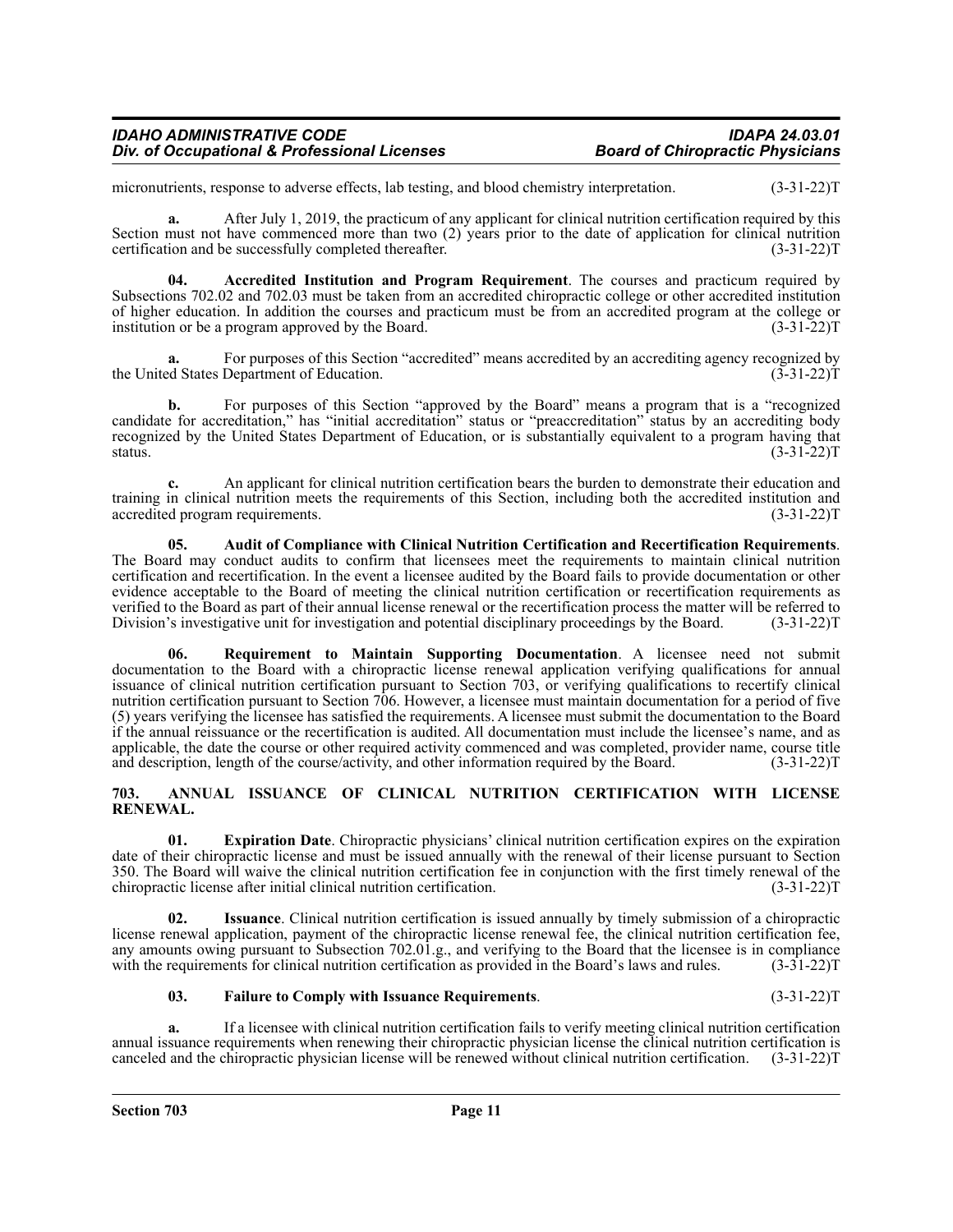micronutrients, response to adverse effects, lab testing, and blood chemistry interpretation. (3-31-22)T

**a.** After July 1, 2019, the practicum of any applicant for clinical nutrition certification required by this Section must not have commenced more than two (2) years prior to the date of application for clinical nutrition certification and be successfully completed thereafter. (3-31-22)T

**04. Accredited Institution and Program Requirement**. The courses and practicum required by Subsections 702.02 and 702.03 must be taken from an accredited chiropractic college or other accredited institution of higher education. In addition the courses and practicum must be from an accredited program at the college or institution or be a program approved by the Board. (3-31-22)T

**a.** For purposes of this Section "accredited" means accredited by an accrediting agency recognized by the United States Department of Education. (3-31-22)T

**b.** For purposes of this Section "approved by the Board" means a program that is a "recognized candidate for accreditation," has "initial accreditation" status or "preaccreditation" status by an accrediting body recognized by the United States Department of Education, or is substantially equivalent to a program having that status. (3-31-22)T

**c.** An applicant for clinical nutrition certification bears the burden to demonstrate their education and training in clinical nutrition meets the requirements of this Section, including both the accredited institution and accredited program requirements. (3-31-22)T

**05. Audit of Compliance with Clinical Nutrition Certification and Recertification Requirements**. The Board may conduct audits to confirm that licensees meet the requirements to maintain clinical nutrition certification and recertification. In the event a licensee audited by the Board fails to provide documentation or other evidence acceptable to the Board of meeting the clinical nutrition certification or recertification requirements as verified to the Board as part of their annual license renewal or the recertification process the matter will be referred to Division's investigative unit for investigation and potential disciplinary proceedings by the Board. (3-31-22)T

**06. Requirement to Maintain Supporting Documentation**. A licensee need not submit documentation to the Board with a chiropractic license renewal application verifying qualifications for annual issuance of clinical nutrition certification pursuant to Section 703, or verifying qualifications to recertify clinical nutrition certification pursuant to Section 706. However, a licensee must maintain documentation for a period of five (5) years verifying the licensee has satisfied the requirements. A licensee must submit the documentation to the Board if the annual reissuance or the recertification is audited. All documentation must include the licensee's name, and as applicable, the date the course or other required activity commenced and was completed, provider name, course title and description, length of the course/activity, and other information required by the Board. (3-31-22)T

## 703. ANNUAL ISSUANCE OF CLINICAL NUTRITION CERTIFICATION WITH LICENSE RENEWAL.

**01. Expiration Date**. Chiropractic physicians' clinical nutrition certification expires on the expiration date of their chiropractic license and must be issued annually with the renewal of their license pursuant to Section 350. The Board will waive the clinical nutrition certification fee in conjunction with the first timely renewal of the chiropractic license after initial clinical nutrition certification. (3-31-22)T

**02. Issuance**. Clinical nutrition certification is issued annually by timely submission of a chiropractic license renewal application, payment of the chiropractic license renewal fee, the clinical nutrition certification fee, any amounts owing pursuant to Subsection 702.01.g., and verifying to the Board that the licensee is in compliance with the requirements for clinical nutrition certification as provided in the Board's laws and rules. (3-31-22)T

**03. Failure to Comply with Issuance Requirements**. (3-31-22)T

**a.** If a licensee with clinical nutrition certification fails to verify meeting clinical nutrition certification annual issuance requirements when renewing their chiropractic physician license the clinical nutrition certification is canceled and the chiropractic physician license will be renewed without clinical nutrition certification. (3-31-22)T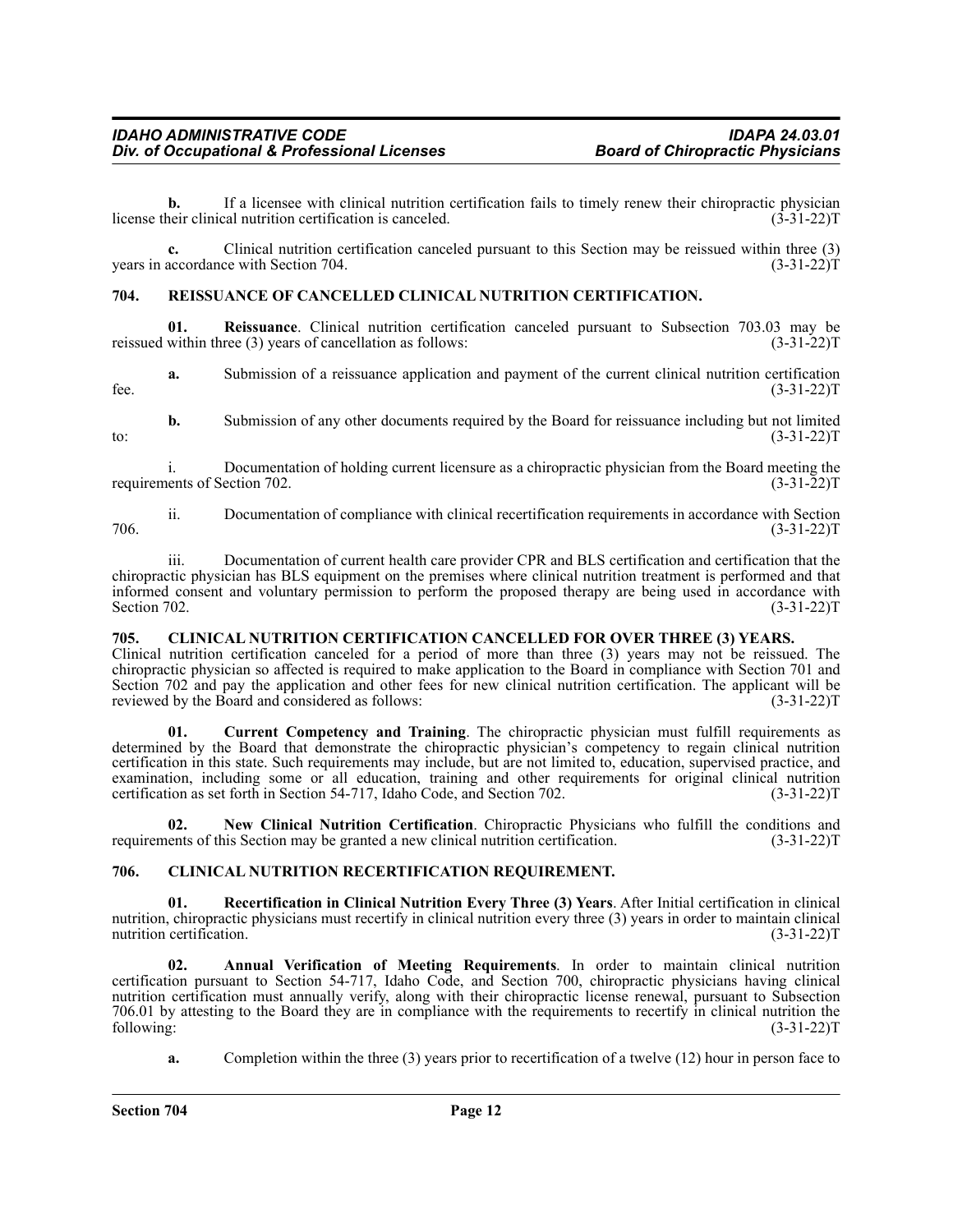**b.** If a licensee with clinical nutrition certification fails to timely renew their chiropractic physician license their clinical nutrition certification is canceled. (3-31-22)T

**c.** Clinical nutrition certification canceled pursuant to this Section may be reissued within three (3) years in accordance with Section 704. (3-31-22)T

## 704. REISSUANCE OF CANCELLED CLINICAL NUTRITION CERTIFICATION.

**01. Reissuance**. Clinical nutrition certification canceled pursuant to Subsection 703.03 may be reissued within three (3) years of cancellation as follows: (3-31-22)T

**a.** Submission of a reissuance application and payment of the current clinical nutrition certification fee. (3-31-22)T

**b.** Submission of any other documents required by the Board for reissuance including but not limited to: (3-31-22)T

i. Documentation of holding current licensure as a chiropractic physician from the Board meeting the requirements of Section 702. (3-31-22)T

ii. Documentation of compliance with clinical recertification requirements in accordance with Section 706. (3-31-22)T

iii. Documentation of current health care provider CPR and BLS certification and certification that the chiropractic physician has BLS equipment on the premises where clinical nutrition treatment is performed and that informed consent and voluntary permission to perform the proposed therapy are being used in accordance with Section 702. (3-31-22)T

## 705. CLINICAL NUTRITION CERTIFICATION CANCELLED FOR OVER THREE (3) YEARS.

Clinical nutrition certification canceled for a period of more than three (3) years may not be reissued. The chiropractic physician so affected is required to make application to the Board in compliance with Section 701 and Section 702 and pay the application and other fees for new clinical nutrition certification. The applicant will be reviewed by the Board and considered as follows: (3-31-22)T

**01. Current Competency and Training**. The chiropractic physician must fulfill requirements as determined by the Board that demonstrate the chiropractic physician's competency to regain clinical nutrition certification in this state. Such requirements may include, but are not limited to, education, supervised practice, and examination, including some or all education, training and other requirements for original clinical nutrition certification as set forth in Section 54-717, Idaho Code, and Section 702. (3-31-22)T

**02. New Clinical Nutrition Certification**. Chiropractic Physicians who fulfill the conditions and requirements of this Section may be granted a new clinical nutrition certification. (3-31-22)T

## 706. CLINICAL NUTRITION RECERTIFICATION REQUIREMENT.

**01. Recertification in Clinical Nutrition Every Three (3) Years**. After Initial certification in clinical nutrition, chiropractic physicians must recertify in clinical nutrition every three (3) years in order to maintain clinical nutrition certification. (3-31-22)T

**02. Annual Verification of Meeting Requirements**. In order to maintain clinical nutrition certification pursuant to Section 54-717, Idaho Code, and Section 700, chiropractic physicians having clinical nutrition certification must annually verify, along with their chiropractic license renewal, pursuant to Subsection 706.01 by attesting to the Board they are in compliance with the requirements to recertify in clinical nutrition the following: (3-31-22)T

**a.** Completion within the three (3) years prior to recertification of a twelve (12) hour in person face to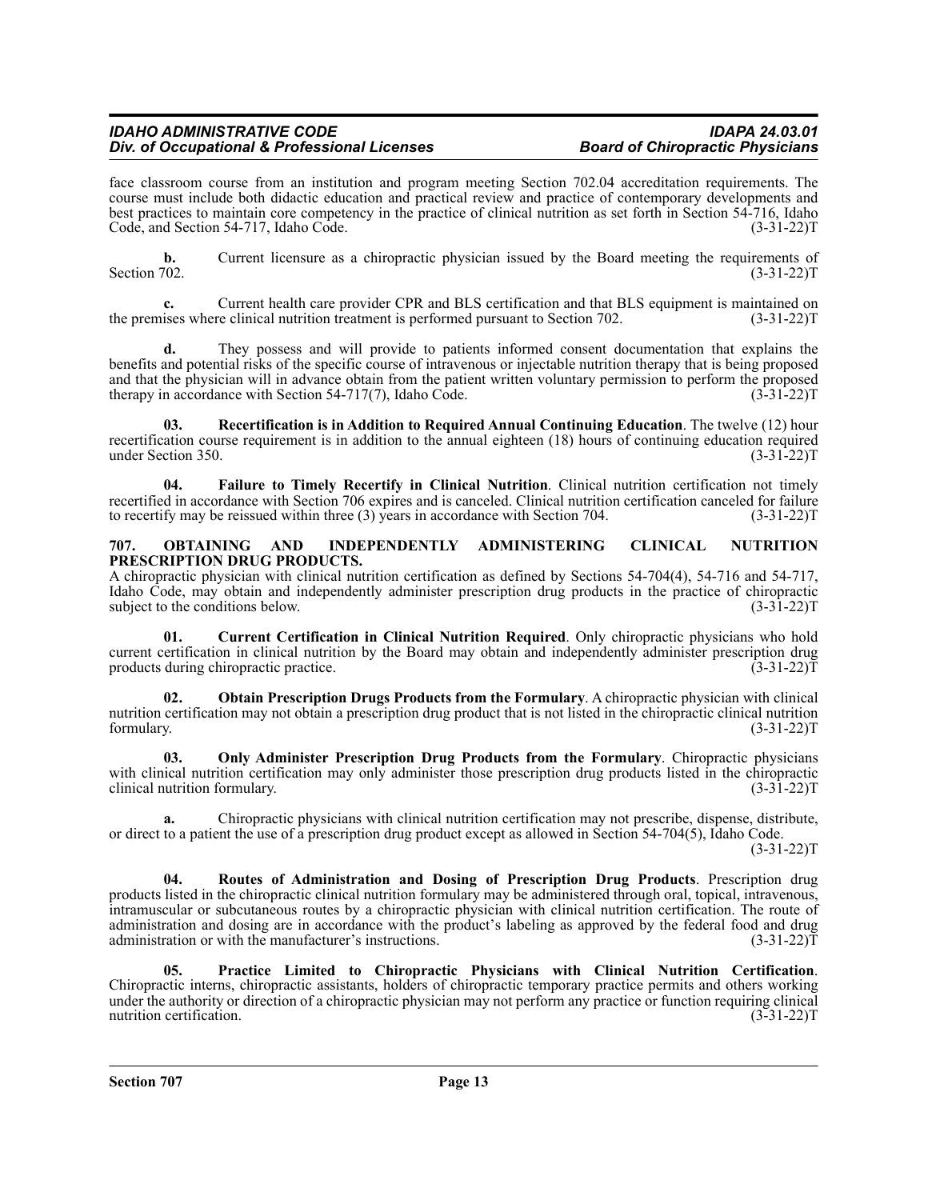face classroom course from an institution and program meeting Section 702.04 accreditation requirements. The course must include both didactic education and practical review and practice of contemporary developments and best practices to maintain core competency in the practice of clinical nutrition as set forth in Section 54-716, Idaho Code, and Section 54-717, Idaho Code. (3-31-22)T

**b.** Current licensure as a chiropractic physician issued by the Board meeting the requirements of Section 702. (3-31-22)T

**c.** Current health care provider CPR and BLS certification and that BLS equipment is maintained on the premises where clinical nutrition treatment is performed pursuant to Section 702. (3-31-22)T

**d.** They possess and will provide to patients informed consent documentation that explains the benefits and potential risks of the specific course of intravenous or injectable nutrition therapy that is being proposed and that the physician will in advance obtain from the patient written voluntary permission to perform the proposed therapy in accordance with Section 54-717(7), Idaho Code. (3-31-22)T

**03. Recertification is in Addition to Required Annual Continuing Education**. The twelve (12) hour recertification course requirement is in addition to the annual eighteen (18) hours of continuing education required under Section 350. (3-31-22)T

**04. Failure to Timely Recertify in Clinical Nutrition**. Clinical nutrition certification not timely recertified in accordance with Section 706 expires and is canceled. Clinical nutrition certification canceled for failure to recertify may be reissued within three (3) years in accordance with Section 704. (3-31-22)T

## 707. OBTAINING AND INDEPENDENTLY ADMINISTERING CLINICAL NUTRITION PRESCRIPTION DRUG PRODUCTS.

A chiropractic physician with clinical nutrition certification as defined by Sections 54-704(4), 54-716 and 54-717, Idaho Code, may obtain and independently administer prescription drug products in the practice of chiropractic subject to the conditions below. (3-31-22)T

**01. Current Certification in Clinical Nutrition Required**. Only chiropractic physicians who hold current certification in clinical nutrition by the Board may obtain and independently administer prescription drug products during chiropractic practice. (3-31-22)T

**02. Obtain Prescription Drugs Products from the Formulary**. A chiropractic physician with clinical nutrition certification may not obtain a prescription drug product that is not listed in the chiropractic clinical nutrition formulary. (3-31-22)T

**03. Only Administer Prescription Drug Products from the Formulary**. Chiropractic physicians with clinical nutrition certification may only administer those prescription drug products listed in the chiropractic clinical nutrition formulary. (3-31-22)T

**a.** Chiropractic physicians with clinical nutrition certification may not prescribe, dispense, distribute, or direct to a patient the use of a prescription drug product except as allowed in Section 54-704(5), Idaho Code. (3-31-22)T

**04. Routes of Administration and Dosing of Prescription Drug Products**. Prescription drug products listed in the chiropractic clinical nutrition formulary may be administered through oral, topical, intravenous, intramuscular or subcutaneous routes by a chiropractic physician with clinical nutrition certification. The route of administration and dosing are in accordance with the product's labeling as approved by the federal food and drug administration or with the manufacturer's instructions. (3-31-22)T

**05. Practice Limited to Chiropractic Physicians with Clinical Nutrition Certification**. Chiropractic interns, chiropractic assistants, holders of chiropractic temporary practice permits and others working under the authority or direction of a chiropractic physician may not perform any practice or function requiring clinical nutrition certification. (3-31-22)T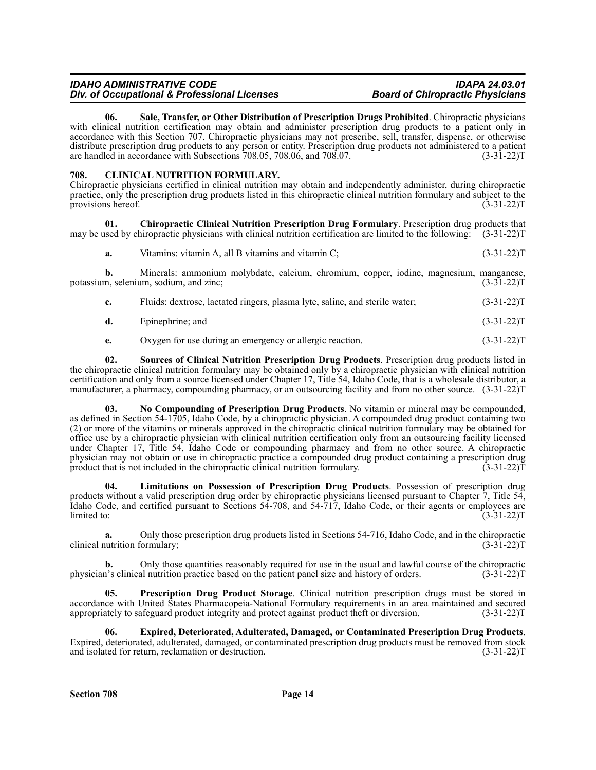**06. Sale, Transfer, or Other Distribution of Prescription Drugs Prohibited**. Chiropractic physicians with clinical nutrition certification may obtain and administer prescription drug products to a patient only in accordance with this Section 707. Chiropractic physicians may not prescribe, sell, transfer, dispense, or otherwise distribute prescription drug products to any person or entity. Prescription drug products not administered to a patient are handled in accordance with Subsections 708.05, 708.06, and 708.07. (3-31-22)T

## 708. CLINICAL NUTRITION FORMULARY.

Chiropractic physicians certified in clinical nutrition may obtain and independently administer, during chiropractic practice, only the prescription drug products listed in this chiropractic clinical nutrition formulary and subject to the provisions hereof. (3-31-22)T

**01. Chiropractic Clinical Nutrition Prescription Drug Formulary**. Prescription drug products that may be used by chiropractic physicians with clinical nutrition certification are limited to the following: (3-31-22)T

**a.** Vitamins: vitamin A, all B vitamins and vitamin C; (3-31-22)T

**b.** Minerals: ammonium molybdate, calcium, chromium, copper, iodine, magnesium, manganese, potassium, selenium, sodium, and zinc; (3-31-22)T

**c.** Fluids: dextrose, lactated ringers, plasma lyte, saline, and sterile water; (3-31-22)T

**d.** Epinephrine; and (3-31-22)T

**e.** Oxygen for use during an emergency or allergic reaction. (3-31-22)T

**02. Sources of Clinical Nutrition Prescription Drug Products**. Prescription drug products listed in the chiropractic clinical nutrition formulary may be obtained only by a chiropractic physician with clinical nutrition certification and only from a source licensed under Chapter 17, Title 54, Idaho Code, that is a wholesale distributor, a manufacturer, a pharmacy, compounding pharmacy, or an outsourcing facility and from no other source. (3-31-22)T

**03. No Compounding of Prescription Drug Products**. No vitamin or mineral may be compounded, as defined in Section 54-1705, Idaho Code, by a chiropractic physician. A compounded drug product containing two (2) or more of the vitamins or minerals approved in the chiropractic clinical nutrition formulary may be obtained for office use by a chiropractic physician with clinical nutrition certification only from an outsourcing facility licensed under Chapter 17, Title 54, Idaho Code or compounding pharmacy and from no other source. A chiropractic physician may not obtain or use in chiropractic practice a compounded drug product containing a prescription drug product that is not included in the chiropractic clinical nutrition formulary. (3-31-22)T

**04. Limitations on Possession of Prescription Drug Products**. Possession of prescription drug products without a valid prescription drug order by chiropractic physicians licensed pursuant to Chapter 7, Title 54, Idaho Code, and certified pursuant to Sections 54-708, and 54-717, Idaho Code, or their agents or employees are limited to: (3-31-22)T

**a.** Only those prescription drug products listed in Sections 54-716, Idaho Code, and in the chiropractic clinical nutrition formulary; (3-31-22)T

**b.** Only those quantities reasonably required for use in the usual and lawful course of the chiropractic physician's clinical nutrition practice based on the patient panel size and history of orders. (3-31-22)T

**05. Prescription Drug Product Storage**. Clinical nutrition prescription drugs must be stored in accordance with United States Pharmacopeia-National Formulary requirements in an area maintained and secured appropriately to safeguard product integrity and protect against product theft or diversion. (3-31-22)T

**06. Expired, Deteriorated, Adulterated, Damaged, or Contaminated Prescription Drug Products**. Expired, deteriorated, adulterated, damaged, or contaminated prescription drug products must be removed from stock and isolated for return, reclamation or destruction. (3-31-22)T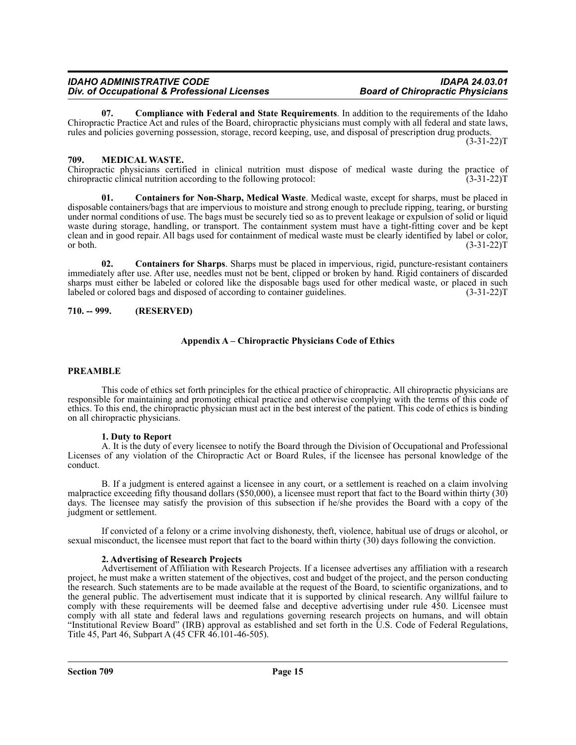**07. Compliance with Federal and State Requirements**. In addition to the requirements of the Idaho Chiropractic Practice Act and rules of the Board, chiropractic physicians must comply with all federal and state laws, rules and policies governing possession, storage, record keeping, use, and disposal of prescription drug products. (3-31-22)T

### 709. MEDICAL WASTE.

Chiropractic physicians certified in clinical nutrition must dispose of medical waste during the practice of chiropractic clinical nutrition according to the following protocol: (3-31-22)T

**01. Containers for Non-Sharp, Medical Waste**. Medical waste, except for sharps, must be placed in disposable containers/bags that are impervious to moisture and strong enough to preclude ripping, tearing, or bursting under normal conditions of use. The bags must be securely tied so as to prevent leakage or expulsion of solid or liquid waste during storage, handling, or transport. The containment system must have a tight-fitting cover and be kept clean and in good repair. All bags used for containment of medical waste must be clearly identified by label or color, or both. (3-31-22)T

**02. Containers for Sharps**. Sharps must be placed in impervious, rigid, puncture-resistant containers immediately after use. After use, needles must not be bent, clipped or broken by hand. Rigid containers of discarded sharps must either be labeled or colored like the disposable bags used for other medical waste, or placed in such labeled or colored bags and disposed of according to container guidelines. (3-31-22)T

### 710. -- 999. (RESERVED)

## Appendix A – Chiropractic Physicians Code of Ethics

### PREAMBLE

This code of ethics set forth principles for the ethical practice of chiropractic. All chiropractic physicians are responsible for maintaining and promoting ethical practice and otherwise complying with the terms of this code of ethics. To this end, the chiropractic physician must act in the best interest of the patient. This code of ethics is binding on all chiropractic physicians.

**1. Duty to Report**

A. It is the duty of every licensee to notify the Board through the Division of Occupational and Professional Licenses of any violation of the Chiropractic Act or Board Rules, if the licensee has personal knowledge of the conduct.

B. If a judgment is entered against a licensee in any court, or a settlement is reached on a claim involving malpractice exceeding fifty thousand dollars ($50,000), a licensee must report that fact to the Board within thirty (30) days. The licensee may satisfy the provision of this subsection if he/she provides the Board with a copy of the judgment or settlement.

If convicted of a felony or a crime involving dishonesty, theft, violence, habitual use of drugs or alcohol, or sexual misconduct, the licensee must report that fact to the board within thirty (30) days following the conviction.

**2. Advertising of Research Projects**

Advertisement of Affiliation with Research Projects. If a licensee advertises any affiliation with a research project, he must make a written statement of the objectives, cost and budget of the project, and the person conducting the research. Such statements are to be made available at the request of the Board, to scientific organizations, and to the general public. The advertisement must indicate that it is supported by clinical research. Any willful failure to comply with these requirements will be deemed false and deceptive advertising under rule 450. Licensee must comply with all state and federal laws and regulations governing research projects on humans, and will obtain "Institutional Review Board" (IRB) approval as established and set forth in the U.S. Code of Federal Regulations, Title 45, Part 46, Subpart A (45 CFR 46.101-46-505).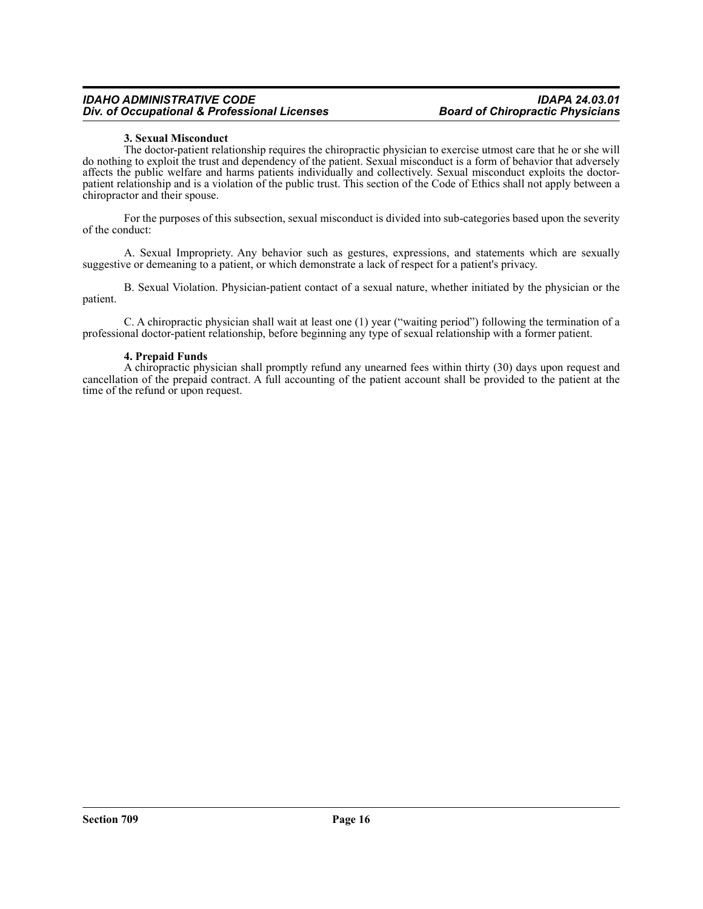**3. Sexual Misconduct**

The doctor-patient relationship requires the chiropractic physician to exercise utmost care that he or she will do nothing to exploit the trust and dependency of the patient. Sexual misconduct is a form of behavior that adversely affects the public welfare and harms patients individually and collectively. Sexual misconduct exploits the doctor-patient relationship and is a violation of the public trust. This section of the Code of Ethics shall not apply between a chiropractor and their spouse.

For the purposes of this subsection, sexual misconduct is divided into sub-categories based upon the severity of the conduct:

A. Sexual Impropriety. Any behavior such as gestures, expressions, and statements which are sexually suggestive or demeaning to a patient, or which demonstrate a lack of respect for a patient's privacy.

B. Sexual Violation. Physician-patient contact of a sexual nature, whether initiated by the physician or the patient.

C. A chiropractic physician shall wait at least one (1) year ("waiting period") following the termination of a professional doctor-patient relationship, before beginning any type of sexual relationship with a former patient.

**4. Prepaid Funds**

A chiropractic physician shall promptly refund any unearned fees within thirty (30) days upon request and cancellation of the prepaid contract. A full accounting of the patient account shall be provided to the patient at the time of the refund or upon request.